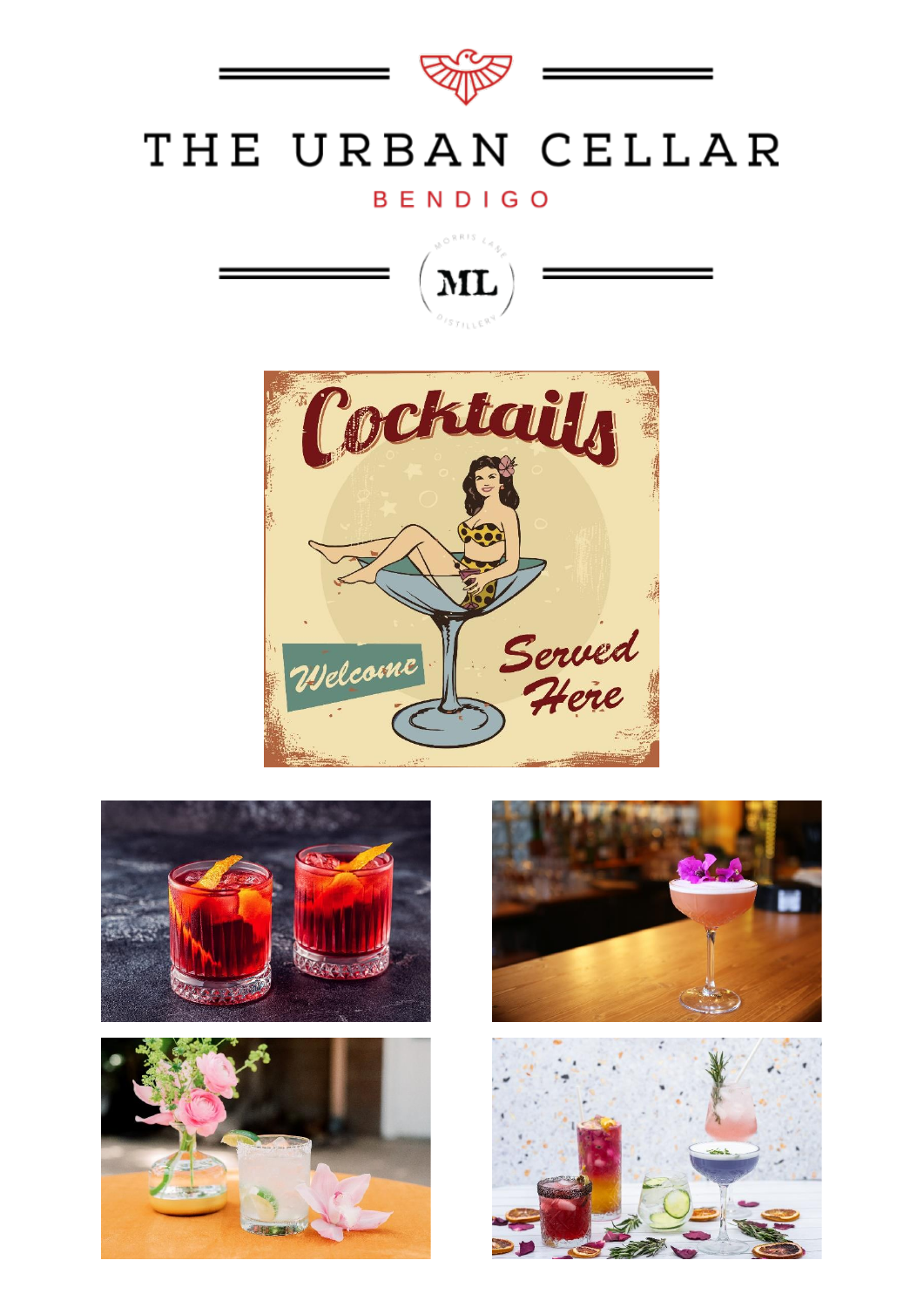# THE URBAN CELLAR

BENDIGO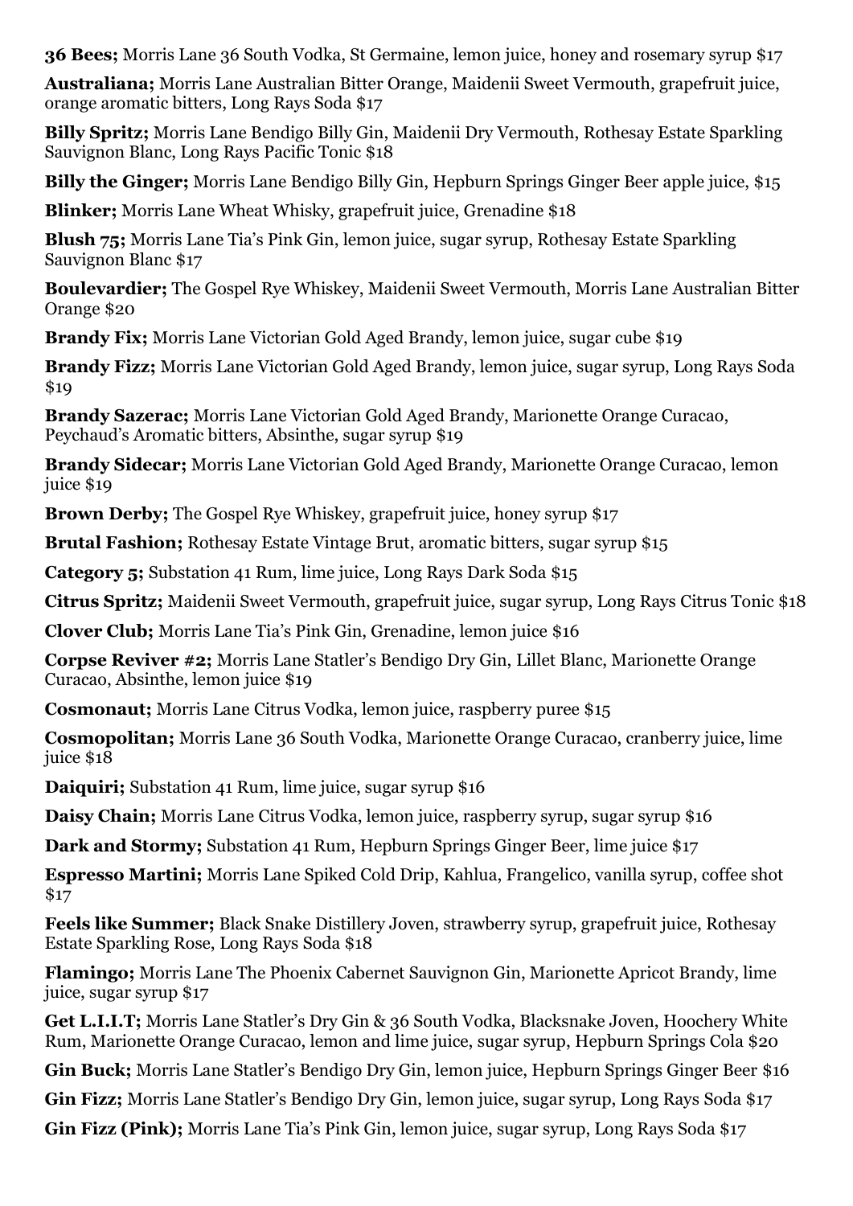**36 Bees;** Morris Lane 36 South Vodka, St Germaine, lemon juice, honey and rosemary syrup $17

**Australiana;** Morris Lane Australian Bitter Orange, Maidenii Sweet Vermouth, grapefruit juice, orange aromatic bitters, Long Rays Soda $17

**Billy Spritz;** Morris Lane Bendigo Billy Gin, Maidenii Dry Vermouth, Rothesay Estate Sparkling Sauvignon Blanc, Long Rays Pacific Tonic $18

**Billy the Ginger;** Morris Lane Bendigo Billy Gin, Hepburn Springs Ginger Beer apple juice, $15

**Blinker;** Morris Lane Wheat Whisky, grapefruit juice, Grenadine $18

**Blush 75;** Morris Lane Tia's Pink Gin, lemon juice, sugar syrup, Rothesay Estate Sparkling Sauvignon Blanc $17

**Boulevardier;** The Gospel Rye Whiskey, Maidenii Sweet Vermouth, Morris Lane Australian Bitter Orange $20

**Brandy Fix;** Morris Lane Victorian Gold Aged Brandy, lemon juice, sugar cube $19

**Brandy Fizz;** Morris Lane Victorian Gold Aged Brandy, lemon juice, sugar syrup, Long Rays Soda $19

**Brandy Sazerac;** Morris Lane Victorian Gold Aged Brandy, Marionette Orange Curacao, Peychaud's Aromatic bitters, Absinthe, sugar syrup $19

**Brandy Sidecar;** Morris Lane Victorian Gold Aged Brandy, Marionette Orange Curacao, lemon juice $19

**Brown Derby;** The Gospel Rye Whiskey, grapefruit juice, honey syrup $17

**Brutal Fashion;** Rothesay Estate Vintage Brut, aromatic bitters, sugar syrup $15

**Category 5;** Substation 41 Rum, lime juice, Long Rays Dark Soda $15

**Citrus Spritz;** Maidenii Sweet Vermouth, grapefruit juice, sugar syrup, Long Rays Citrus Tonic $18

**Clover Club;** Morris Lane Tia's Pink Gin, Grenadine, lemon juice $16

**Corpse Reviver #2;** Morris Lane Statler's Bendigo Dry Gin, Lillet Blanc, Marionette Orange Curacao, Absinthe, lemon juice $19

**Cosmonaut;** Morris Lane Citrus Vodka, lemon juice, raspberry puree $15

**Cosmopolitan;** Morris Lane 36 South Vodka, Marionette Orange Curacao, cranberry juice, lime juice $18

**Daiquiri;** Substation 41 Rum, lime juice, sugar syrup $16

**Daisy Chain;** Morris Lane Citrus Vodka, lemon juice, raspberry syrup, sugar syrup $16

**Dark and Stormy;** Substation 41 Rum, Hepburn Springs Ginger Beer, lime juice $17

**Espresso Martini;** Morris Lane Spiked Cold Drip, Kahlua, Frangelico, vanilla syrup, coffee shot $17

**Feels like Summer;** Black Snake Distillery Joven, strawberry syrup, grapefruit juice, Rothesay Estate Sparkling Rose, Long Rays Soda $18

**Flamingo;** Morris Lane The Phoenix Cabernet Sauvignon Gin, Marionette Apricot Brandy, lime juice, sugar syrup $17

**Get L.I.I.T;** Morris Lane Statler's Dry Gin & 36 South Vodka, Blacksnake Joven, Hoochery White Rum, Marionette Orange Curacao, lemon and lime juice, sugar syrup, Hepburn Springs Cola $20

**Gin Buck;** Morris Lane Statler's Bendigo Dry Gin, lemon juice, Hepburn Springs Ginger Beer $16

**Gin Fizz;** Morris Lane Statler's Bendigo Dry Gin, lemon juice, sugar syrup, Long Rays Soda $17

**Gin Fizz (Pink);** Morris Lane Tia's Pink Gin, lemon juice, sugar syrup, Long Rays Soda $17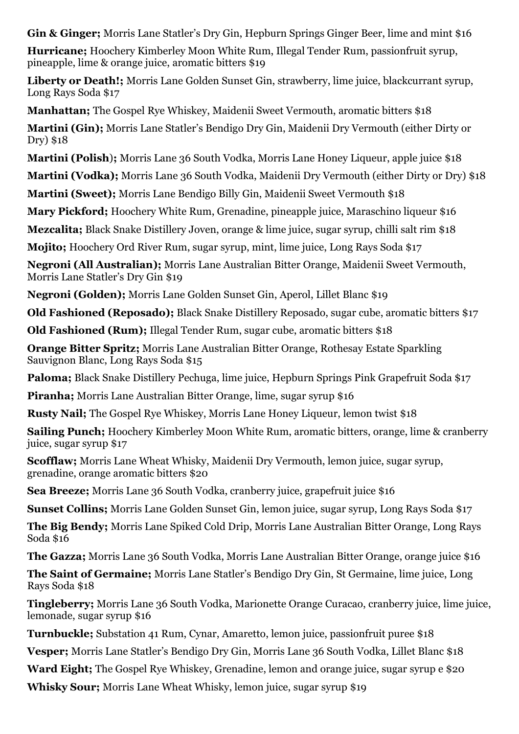**Gin & Ginger;** Morris Lane Statler's Dry Gin, Hepburn Springs Ginger Beer, lime and mint $16

**Hurricane;** Hoochery Kimberley Moon White Rum, Illegal Tender Rum, passionfruit syrup, pineapple, lime & orange juice, aromatic bitters $19

**Liberty or Death!;** Morris Lane Golden Sunset Gin, strawberry, lime juice, blackcurrant syrup, Long Rays Soda $17

**Manhattan;** The Gospel Rye Whiskey, Maidenii Sweet Vermouth, aromatic bitters $18

**Martini (Gin);** Morris Lane Statler's Bendigo Dry Gin, Maidenii Dry Vermouth (either Dirty or Dry) $18

**Martini (Polish);** Morris Lane 36 South Vodka, Morris Lane Honey Liqueur, apple juice $18

**Martini (Vodka);** Morris Lane 36 South Vodka, Maidenii Dry Vermouth (either Dirty or Dry) $18

**Martini (Sweet);** Morris Lane Bendigo Billy Gin, Maidenii Sweet Vermouth $18

**Mary Pickford;** Hoochery White Rum, Grenadine, pineapple juice, Maraschino liqueur $16

**Mezcalita;** Black Snake Distillery Joven, orange & lime juice, sugar syrup, chilli salt rim $18

**Mojito;** Hoochery Ord River Rum, sugar syrup, mint, lime juice, Long Rays Soda $17

**Negroni (All Australian);** Morris Lane Australian Bitter Orange, Maidenii Sweet Vermouth, Morris Lane Statler's Dry Gin $19

**Negroni (Golden);** Morris Lane Golden Sunset Gin, Aperol, Lillet Blanc $19

**Old Fashioned (Reposado);** Black Snake Distillery Reposado, sugar cube, aromatic bitters $17

**Old Fashioned (Rum);** Illegal Tender Rum, sugar cube, aromatic bitters $18

**Orange Bitter Spritz;** Morris Lane Australian Bitter Orange, Rothesay Estate Sparkling Sauvignon Blanc, Long Rays Soda $15

**Paloma;** Black Snake Distillery Pechuga, lime juice, Hepburn Springs Pink Grapefruit Soda $17

**Piranha;** Morris Lane Australian Bitter Orange, lime, sugar syrup $16

**Rusty Nail;** The Gospel Rye Whiskey, Morris Lane Honey Liqueur, lemon twist $18

**Sailing Punch;** Hoochery Kimberley Moon White Rum, aromatic bitters, orange, lime & cranberry juice, sugar syrup $17

**Scofflaw;** Morris Lane Wheat Whisky, Maidenii Dry Vermouth, lemon juice, sugar syrup, grenadine, orange aromatic bitters $20

**Sea Breeze;** Morris Lane 36 South Vodka, cranberry juice, grapefruit juice $16

**Sunset Collins;** Morris Lane Golden Sunset Gin, lemon juice, sugar syrup, Long Rays Soda $17

**The Big Bendy;** Morris Lane Spiked Cold Drip, Morris Lane Australian Bitter Orange, Long Rays Soda $16

**The Gazza;** Morris Lane 36 South Vodka, Morris Lane Australian Bitter Orange, orange juice $16

**The Saint of Germaine;** Morris Lane Statler's Bendigo Dry Gin, St Germaine, lime juice, Long Rays Soda $18

**Tingleberry;** Morris Lane 36 South Vodka, Marionette Orange Curacao, cranberry juice, lime juice, lemonade, sugar syrup $16

**Turnbuckle;** Substation 41 Rum, Cynar, Amaretto, lemon juice, passionfruit puree $18

**Vesper;** Morris Lane Statler's Bendigo Dry Gin, Morris Lane 36 South Vodka, Lillet Blanc $18

**Ward Eight;** The Gospel Rye Whiskey, Grenadine, lemon and orange juice, sugar syrup e $20

**Whisky Sour;** Morris Lane Wheat Whisky, lemon juice, sugar syrup $19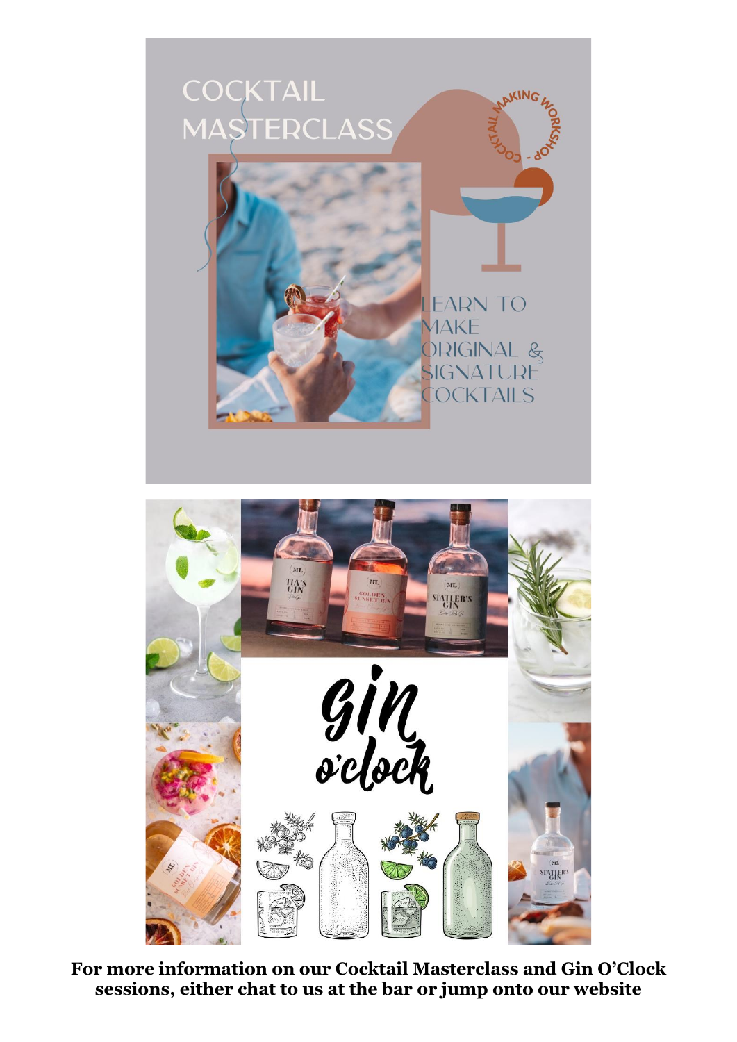# COCKTAIL MASTERCLASS

COCKTAIL MAKING WORKSHOP -

LEARN TO MAKE ORIGINAL & SIGNATURE COCKTAILS

# gin o'clock

**For more information on our Cocktail Masterclass and Gin O'Clock sessions, either chat to us at the bar or jump onto our website**